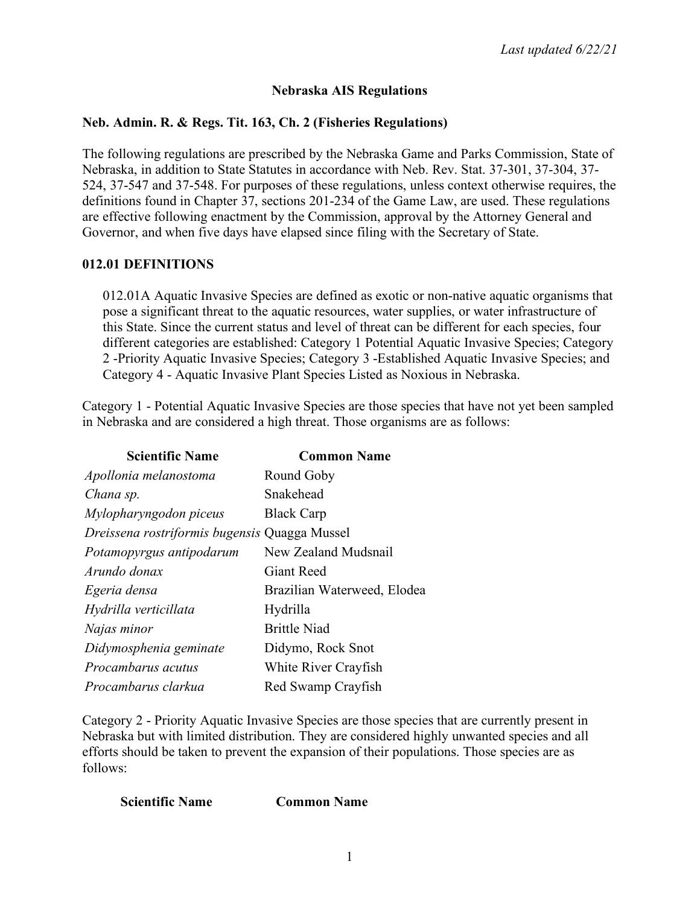*Last updated 6/22/21*

## Nebraska AIS Regulations

### Neb. Admin. R. & Regs. Tit. 163, Ch. 2 (Fisheries Regulations)

The following regulations are prescribed by the Nebraska Game and Parks Commission, State of Nebraska, in addition to State Statutes in accordance with Neb. Rev. Stat. 37-301, 37-304, 37-524, 37-547 and 37-548. For purposes of these regulations, unless context otherwise requires, the definitions found in Chapter 37, sections 201-234 of the Game Law, are used. These regulations are effective following enactment by the Commission, approval by the Attorney General and Governor, and when five days have elapsed since filing with the Secretary of State.

### 012.01 DEFINITIONS

012.01A Aquatic Invasive Species are defined as exotic or non-native aquatic organisms that pose a significant threat to the aquatic resources, water supplies, or water infrastructure of this State. Since the current status and level of threat can be different for each species, four different categories are established: Category 1 Potential Aquatic Invasive Species; Category 2 -Priority Aquatic Invasive Species; Category 3 -Established Aquatic Invasive Species; and Category 4 - Aquatic Invasive Plant Species Listed as Noxious in Nebraska.

Category 1 - Potential Aquatic Invasive Species are those species that have not yet been sampled in Nebraska and are considered a high threat. Those organisms are as follows:

| Scientific Name | Common Name |
|---|---|
| *Apollonia melanostoma* | Round Goby |
| *Chana sp.* | Snakehead |
| *Mylopharyngodon piceus* | Black Carp |
| *Dreissena rostriformis bugensis* | Quagga Mussel |
| *Potamopyrgus antipodarum* | New Zealand Mudsnail |
| *Arundo donax* | Giant Reed |
| *Egeria densa* | Brazilian Waterweed, Elodea |
| *Hydrilla verticillata* | Hydrilla |
| *Najas minor* | Brittle Niad |
| *Didymosphenia geminate* | Didymo, Rock Snot |
| *Procambarus acutus* | White River Crayfish |
| *Procambarus clarkua* | Red Swamp Crayfish |

Category 2 - Priority Aquatic Invasive Species are those species that are currently present in Nebraska but with limited distribution. They are considered highly unwanted species and all efforts should be taken to prevent the expansion of their populations. Those species are as follows:

| Scientific Name | Common Name |
|---|---|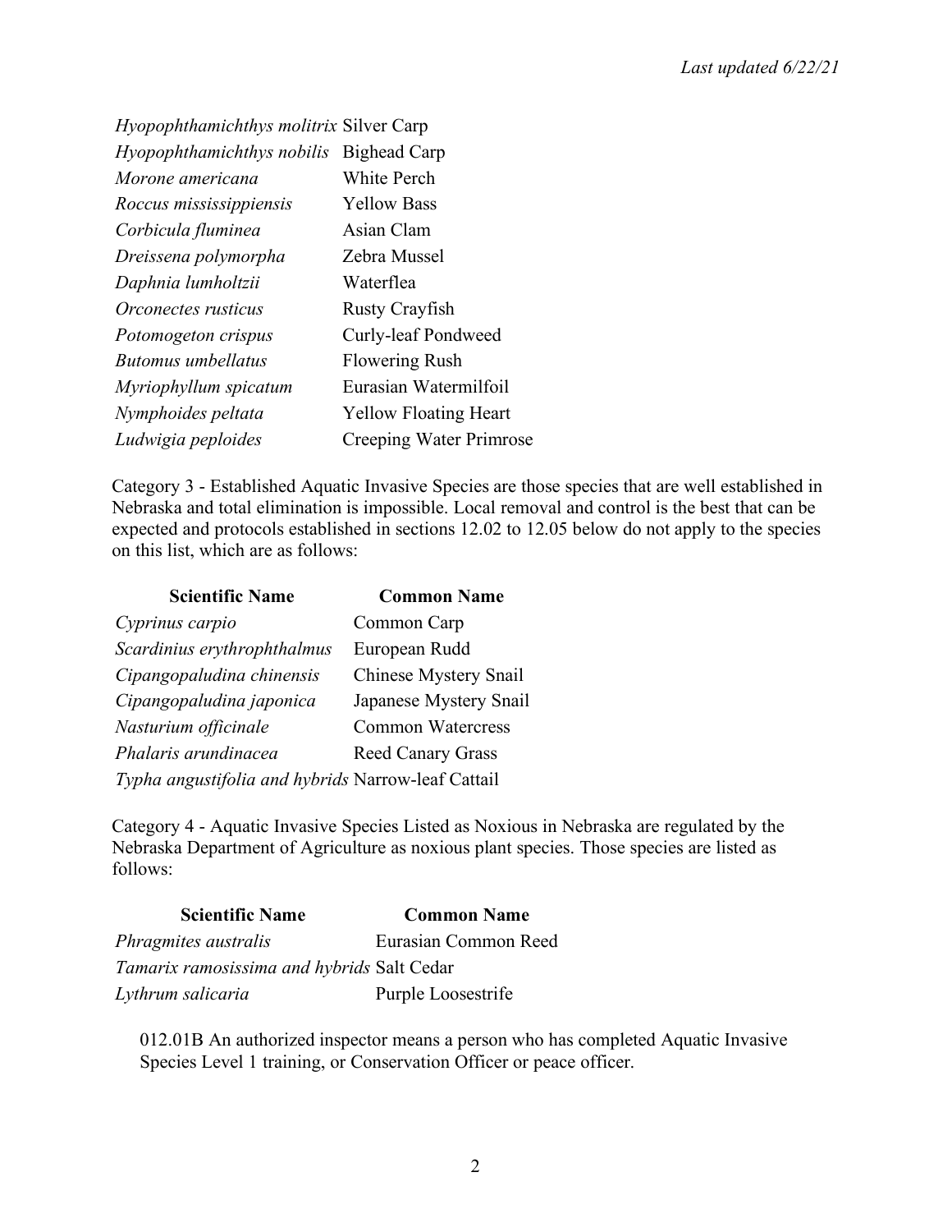| | |
|---|---|
| *Hyopophthamichthys molitrix* | Silver Carp |
| *Hyopophthamichthys nobilis* | Bighead Carp |
| *Morone americana* | White Perch |
| *Roccus mississippiensis* | Yellow Bass |
| *Corbicula fluminea* | Asian Clam |
| *Dreissena polymorpha* | Zebra Mussel |
| *Daphnia lumholtzii* | Waterflea |
| *Orconectes rusticus* | Rusty Crayfish |
| *Potomogeton crispus* | Curly-leaf Pondweed |
| *Butomus umbellatus* | Flowering Rush |
| *Myriophyllum spicatum* | Eurasian Watermilfoil |
| *Nymphoides peltata* | Yellow Floating Heart |
| *Ludwigia peploides* | Creeping Water Primrose |

Category 3 - Established Aquatic Invasive Species are those species that are well established in Nebraska and total elimination is impossible. Local removal and control is the best that can be expected and protocols established in sections 12.02 to 12.05 below do not apply to the species on this list, which are as follows:

| Scientific Name | Common Name |
|---|---|
| *Cyprinus carpio* | Common Carp |
| *Scardinius erythrophthalmus* | European Rudd |
| *Cipangopaludina chinensis* | Chinese Mystery Snail |
| *Cipangopaludina japonica* | Japanese Mystery Snail |
| *Nasturium officinale* | Common Watercress |
| *Phalaris arundinacea* | Reed Canary Grass |
| *Typha angustifolia and hybrids* | Narrow-leaf Cattail |

Category 4 - Aquatic Invasive Species Listed as Noxious in Nebraska are regulated by the Nebraska Department of Agriculture as noxious plant species. Those species are listed as follows:

| Scientific Name | Common Name |
|---|---|
| *Phragmites australis* | Eurasian Common Reed |
| *Tamarix ramosissima and hybrids* | Salt Cedar |
| *Lythrum salicaria* | Purple Loosestrife |

012.01B An authorized inspector means a person who has completed Aquatic Invasive Species Level 1 training, or Conservation Officer or peace officer.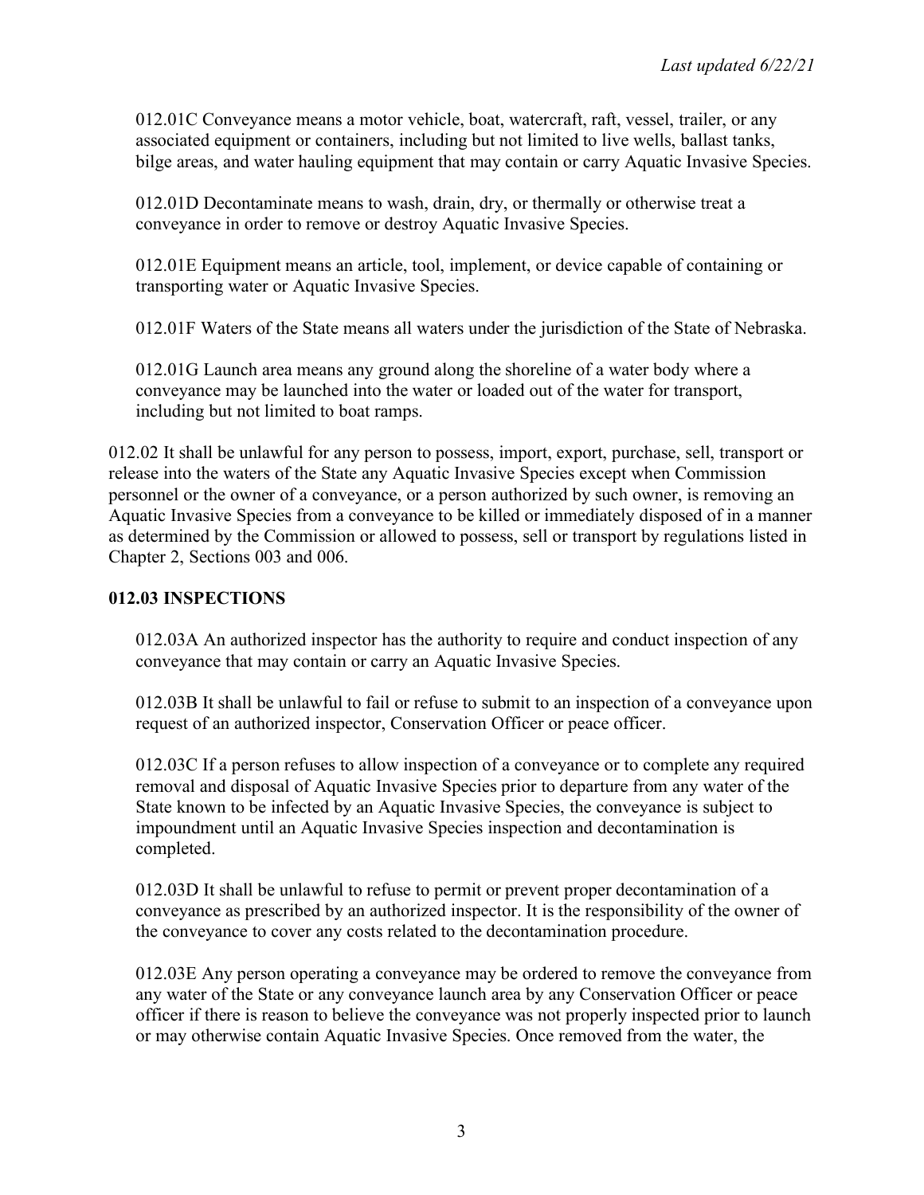012.01C Conveyance means a motor vehicle, boat, watercraft, raft, vessel, trailer, or any associated equipment or containers, including but not limited to live wells, ballast tanks, bilge areas, and water hauling equipment that may contain or carry Aquatic Invasive Species.

012.01D Decontaminate means to wash, drain, dry, or thermally or otherwise treat a conveyance in order to remove or destroy Aquatic Invasive Species.

012.01E Equipment means an article, tool, implement, or device capable of containing or transporting water or Aquatic Invasive Species.

012.01F Waters of the State means all waters under the jurisdiction of the State of Nebraska.

012.01G Launch area means any ground along the shoreline of a water body where a conveyance may be launched into the water or loaded out of the water for transport, including but not limited to boat ramps.

012.02 It shall be unlawful for any person to possess, import, export, purchase, sell, transport or release into the waters of the State any Aquatic Invasive Species except when Commission personnel or the owner of a conveyance, or a person authorized by such owner, is removing an Aquatic Invasive Species from a conveyance to be killed or immediately disposed of in a manner as determined by the Commission or allowed to possess, sell or transport by regulations listed in Chapter 2, Sections 003 and 006.

**012.03 INSPECTIONS**

012.03A An authorized inspector has the authority to require and conduct inspection of any conveyance that may contain or carry an Aquatic Invasive Species.

012.03B It shall be unlawful to fail or refuse to submit to an inspection of a conveyance upon request of an authorized inspector, Conservation Officer or peace officer.

012.03C If a person refuses to allow inspection of a conveyance or to complete any required removal and disposal of Aquatic Invasive Species prior to departure from any water of the State known to be infected by an Aquatic Invasive Species, the conveyance is subject to impoundment until an Aquatic Invasive Species inspection and decontamination is completed.

012.03D It shall be unlawful to refuse to permit or prevent proper decontamination of a conveyance as prescribed by an authorized inspector. It is the responsibility of the owner of the conveyance to cover any costs related to the decontamination procedure.

012.03E Any person operating a conveyance may be ordered to remove the conveyance from any water of the State or any conveyance launch area by any Conservation Officer or peace officer if there is reason to believe the conveyance was not properly inspected prior to launch or may otherwise contain Aquatic Invasive Species. Once removed from the water, the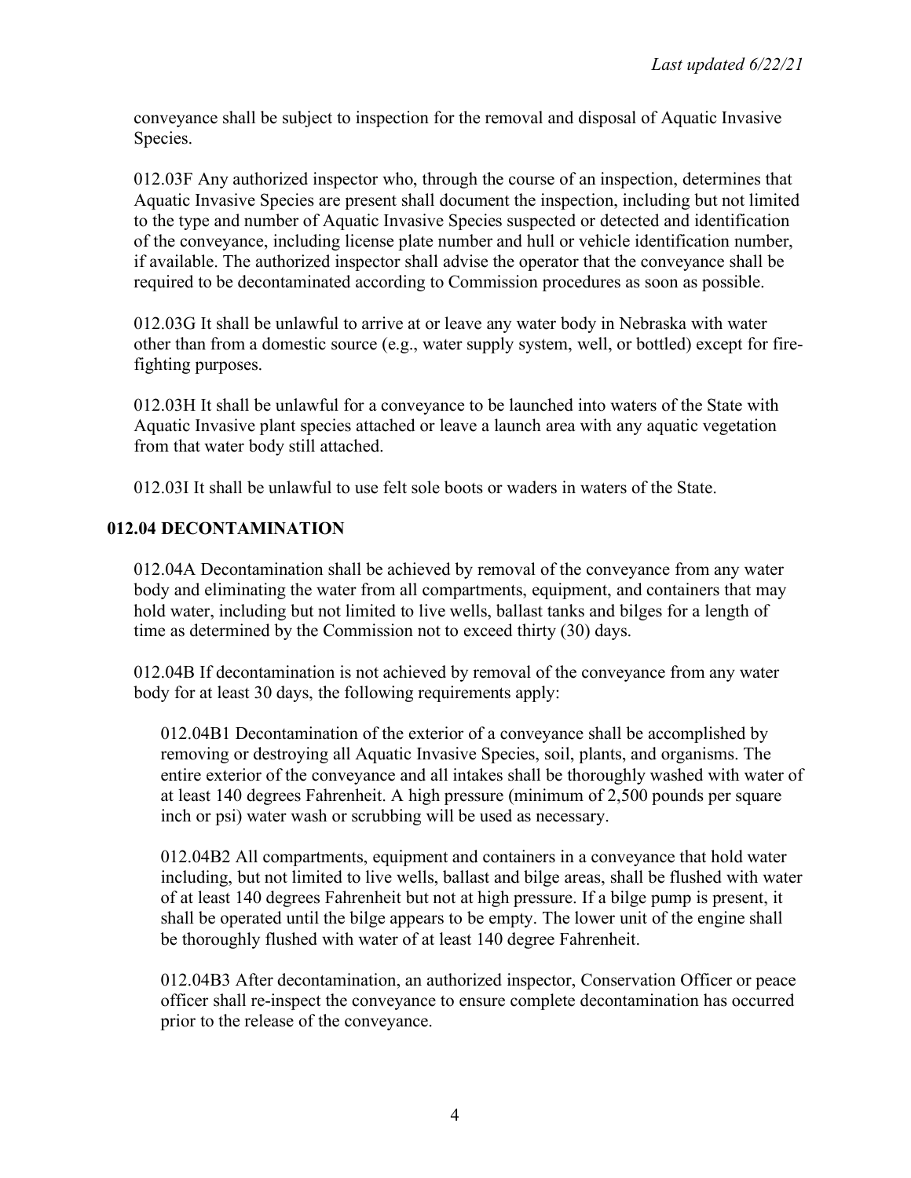conveyance shall be subject to inspection for the removal and disposal of Aquatic Invasive Species.

012.03F Any authorized inspector who, through the course of an inspection, determines that Aquatic Invasive Species are present shall document the inspection, including but not limited to the type and number of Aquatic Invasive Species suspected or detected and identification of the conveyance, including license plate number and hull or vehicle identification number, if available. The authorized inspector shall advise the operator that the conveyance shall be required to be decontaminated according to Commission procedures as soon as possible.

012.03G It shall be unlawful to arrive at or leave any water body in Nebraska with water other than from a domestic source (e.g., water supply system, well, or bottled) except for fire-fighting purposes.

012.03H It shall be unlawful for a conveyance to be launched into waters of the State with Aquatic Invasive plant species attached or leave a launch area with any aquatic vegetation from that water body still attached.

012.03I It shall be unlawful to use felt sole boots or waders in waters of the State.

## 012.04 DECONTAMINATION

012.04A Decontamination shall be achieved by removal of the conveyance from any water body and eliminating the water from all compartments, equipment, and containers that may hold water, including but not limited to live wells, ballast tanks and bilges for a length of time as determined by the Commission not to exceed thirty (30) days.

012.04B If decontamination is not achieved by removal of the conveyance from any water body for at least 30 days, the following requirements apply:

012.04B1 Decontamination of the exterior of a conveyance shall be accomplished by removing or destroying all Aquatic Invasive Species, soil, plants, and organisms. The entire exterior of the conveyance and all intakes shall be thoroughly washed with water of at least 140 degrees Fahrenheit. A high pressure (minimum of 2,500 pounds per square inch or psi) water wash or scrubbing will be used as necessary.

012.04B2 All compartments, equipment and containers in a conveyance that hold water including, but not limited to live wells, ballast and bilge areas, shall be flushed with water of at least 140 degrees Fahrenheit but not at high pressure. If a bilge pump is present, it shall be operated until the bilge appears to be empty. The lower unit of the engine shall be thoroughly flushed with water of at least 140 degree Fahrenheit.

012.04B3 After decontamination, an authorized inspector, Conservation Officer or peace officer shall re-inspect the conveyance to ensure complete decontamination has occurred prior to the release of the conveyance.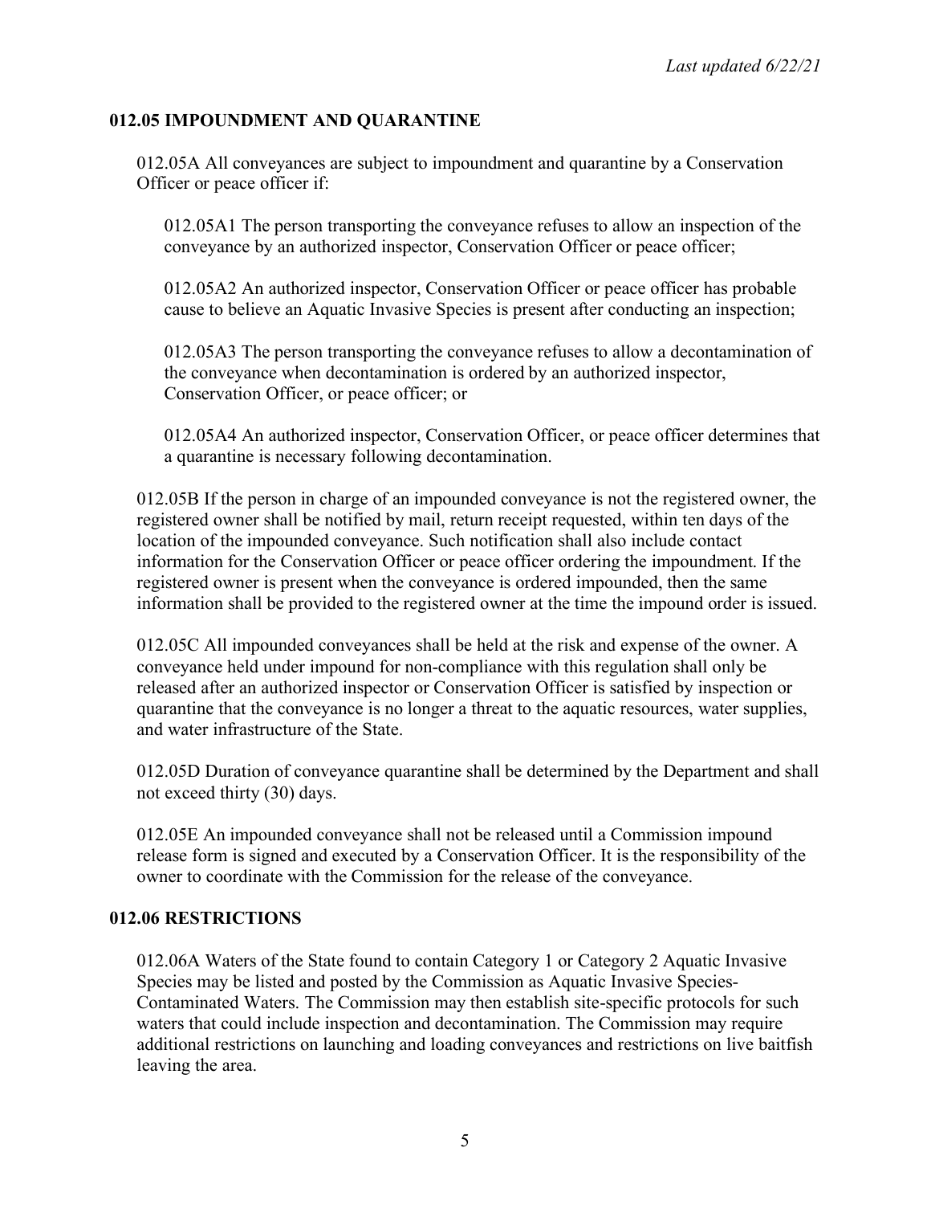## 012.05 IMPOUNDMENT AND QUARANTINE

012.05A All conveyances are subject to impoundment and quarantine by a Conservation Officer or peace officer if:

012.05A1 The person transporting the conveyance refuses to allow an inspection of the conveyance by an authorized inspector, Conservation Officer or peace officer;

012.05A2 An authorized inspector, Conservation Officer or peace officer has probable cause to believe an Aquatic Invasive Species is present after conducting an inspection;

012.05A3 The person transporting the conveyance refuses to allow a decontamination of the conveyance when decontamination is ordered by an authorized inspector, Conservation Officer, or peace officer; or

012.05A4 An authorized inspector, Conservation Officer, or peace officer determines that a quarantine is necessary following decontamination.

012.05B If the person in charge of an impounded conveyance is not the registered owner, the registered owner shall be notified by mail, return receipt requested, within ten days of the location of the impounded conveyance. Such notification shall also include contact information for the Conservation Officer or peace officer ordering the impoundment. If the registered owner is present when the conveyance is ordered impounded, then the same information shall be provided to the registered owner at the time the impound order is issued.

012.05C All impounded conveyances shall be held at the risk and expense of the owner. A conveyance held under impound for non-compliance with this regulation shall only be released after an authorized inspector or Conservation Officer is satisfied by inspection or quarantine that the conveyance is no longer a threat to the aquatic resources, water supplies, and water infrastructure of the State.

012.05D Duration of conveyance quarantine shall be determined by the Department and shall not exceed thirty (30) days.

012.05E An impounded conveyance shall not be released until a Commission impound release form is signed and executed by a Conservation Officer. It is the responsibility of the owner to coordinate with the Commission for the release of the conveyance.

## 012.06 RESTRICTIONS

012.06A Waters of the State found to contain Category 1 or Category 2 Aquatic Invasive Species may be listed and posted by the Commission as Aquatic Invasive Species-Contaminated Waters. The Commission may then establish site-specific protocols for such waters that could include inspection and decontamination. The Commission may require additional restrictions on launching and loading conveyances and restrictions on live baitfish leaving the area.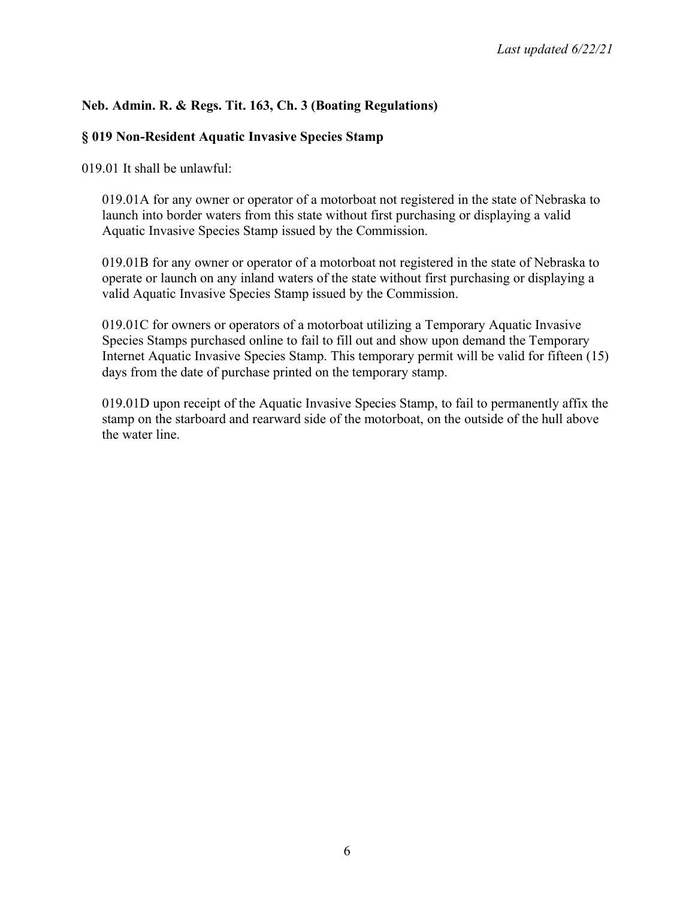**Neb. Admin. R. & Regs. Tit. 163, Ch. 3 (Boating Regulations)**

**§ 019 Non-Resident Aquatic Invasive Species Stamp**

019.01 It shall be unlawful:

019.01A for any owner or operator of a motorboat not registered in the state of Nebraska to launch into border waters from this state without first purchasing or displaying a valid Aquatic Invasive Species Stamp issued by the Commission.

019.01B for any owner or operator of a motorboat not registered in the state of Nebraska to operate or launch on any inland waters of the state without first purchasing or displaying a valid Aquatic Invasive Species Stamp issued by the Commission.

019.01C for owners or operators of a motorboat utilizing a Temporary Aquatic Invasive Species Stamps purchased online to fail to fill out and show upon demand the Temporary Internet Aquatic Invasive Species Stamp. This temporary permit will be valid for fifteen (15) days from the date of purchase printed on the temporary stamp.

019.01D upon receipt of the Aquatic Invasive Species Stamp, to fail to permanently affix the stamp on the starboard and rearward side of the motorboat, on the outside of the hull above the water line.